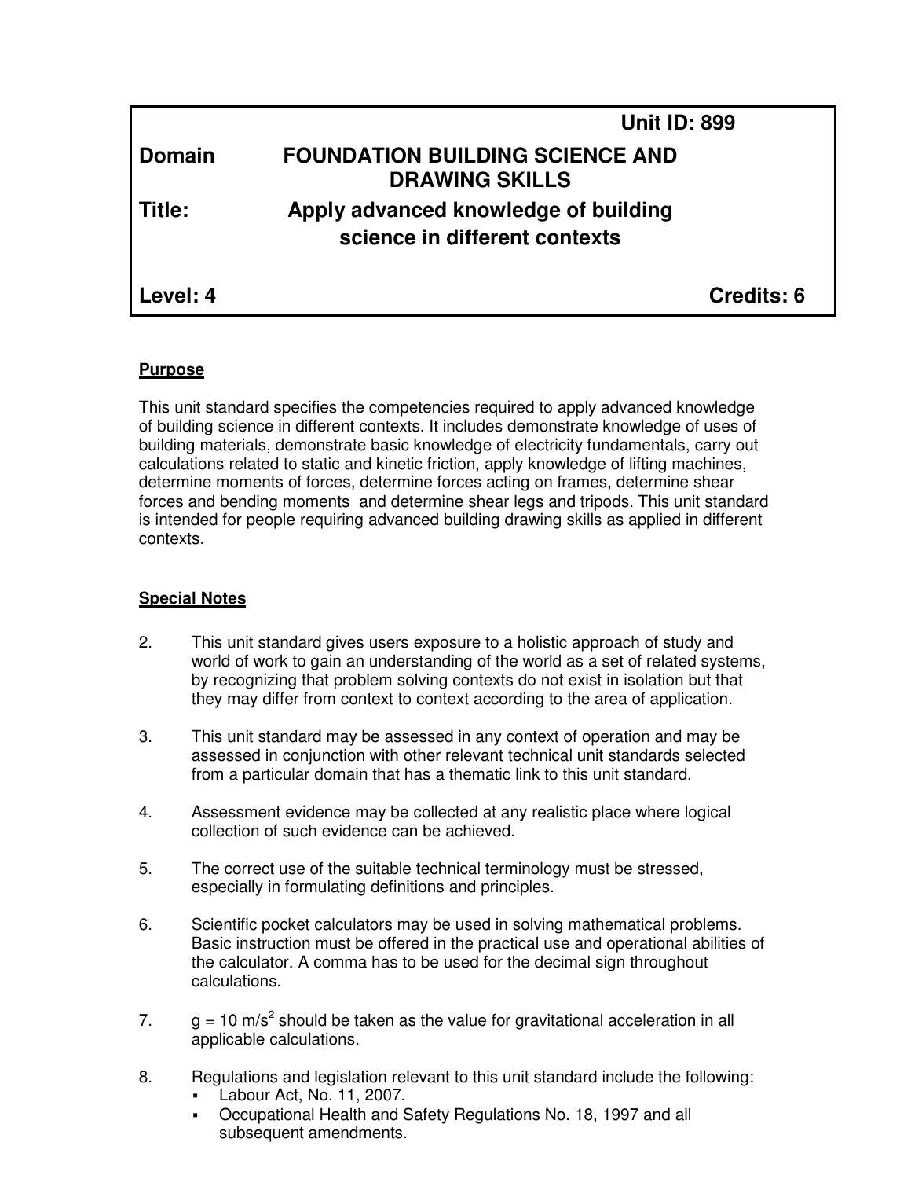**Unit ID: 899**

**Domain** **FOUNDATION BUILDING SCIENCE AND DRAWING SKILLS**

**Title:** **Apply advanced knowledge of building science in different contexts**

**Level: 4** **Credits: 6**

## Purpose

This unit standard specifies the competencies required to apply advanced knowledge of building science in different contexts. It includes demonstrate knowledge of uses of building materials, demonstrate basic knowledge of electricity fundamentals, carry out calculations related to static and kinetic friction, apply knowledge of lifting machines, determine moments of forces, determine forces acting on frames, determine shear forces and bending moments and determine shear legs and tripods. This unit standard is intended for people requiring advanced building drawing skills as applied in different contexts.

## Special Notes

2. This unit standard gives users exposure to a holistic approach of study and world of work to gain an understanding of the world as a set of related systems, by recognizing that problem solving contexts do not exist in isolation but that they may differ from context to context according to the area of application.

3. This unit standard may be assessed in any context of operation and may be assessed in conjunction with other relevant technical unit standards selected from a particular domain that has a thematic link to this unit standard.

4. Assessment evidence may be collected at any realistic place where logical collection of such evidence can be achieved.

5. The correct use of the suitable technical terminology must be stressed, especially in formulating definitions and principles.

6. Scientific pocket calculators may be used in solving mathematical problems. Basic instruction must be offered in the practical use and operational abilities of the calculator. A comma has to be used for the decimal sign throughout calculations.

7. $g = 10 \text{ m/s}^2$ should be taken as the value for gravitational acceleration in all applicable calculations.

8. Regulations and legislation relevant to this unit standard include the following:
   - Labour Act, No. 11, 2007.
   - Occupational Health and Safety Regulations No. 18, 1997 and all subsequent amendments.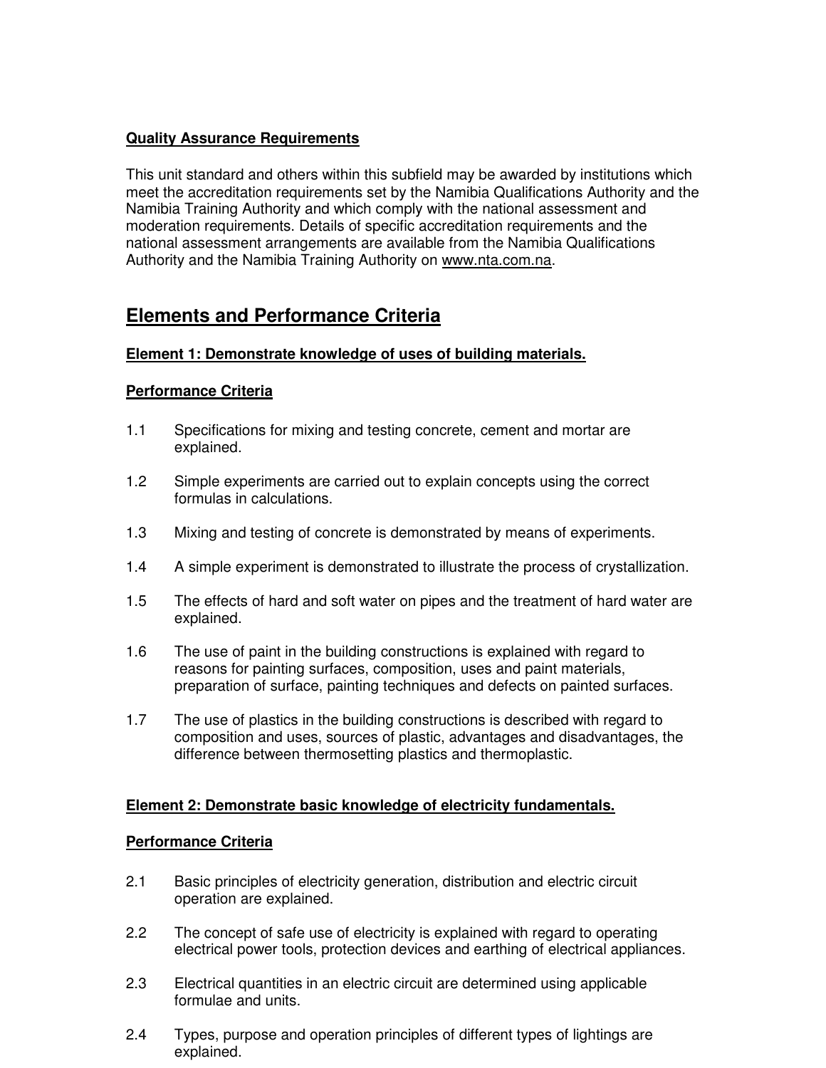**Quality Assurance Requirements**

This unit standard and others within this subfield may be awarded by institutions which meet the accreditation requirements set by the Namibia Qualifications Authority and the Namibia Training Authority and which comply with the national assessment and moderation requirements. Details of specific accreditation requirements and the national assessment arrangements are available from the Namibia Qualifications Authority and the Namibia Training Authority on www.nta.com.na.

## Elements and Performance Criteria

**Element 1: Demonstrate knowledge of uses of building materials.**

**Performance Criteria**

1.1 Specifications for mixing and testing concrete, cement and mortar are explained.

1.2 Simple experiments are carried out to explain concepts using the correct formulas in calculations.

1.3 Mixing and testing of concrete is demonstrated by means of experiments.

1.4 A simple experiment is demonstrated to illustrate the process of crystallization.

1.5 The effects of hard and soft water on pipes and the treatment of hard water are explained.

1.6 The use of paint in the building constructions is explained with regard to reasons for painting surfaces, composition, uses and paint materials, preparation of surface, painting techniques and defects on painted surfaces.

1.7 The use of plastics in the building constructions is described with regard to composition and uses, sources of plastic, advantages and disadvantages, the difference between thermosetting plastics and thermoplastic.

**Element 2: Demonstrate basic knowledge of electricity fundamentals.**

**Performance Criteria**

2.1 Basic principles of electricity generation, distribution and electric circuit operation are explained.

2.2 The concept of safe use of electricity is explained with regard to operating electrical power tools, protection devices and earthing of electrical appliances.

2.3 Electrical quantities in an electric circuit are determined using applicable formulae and units.

2.4 Types, purpose and operation principles of different types of lightings are explained.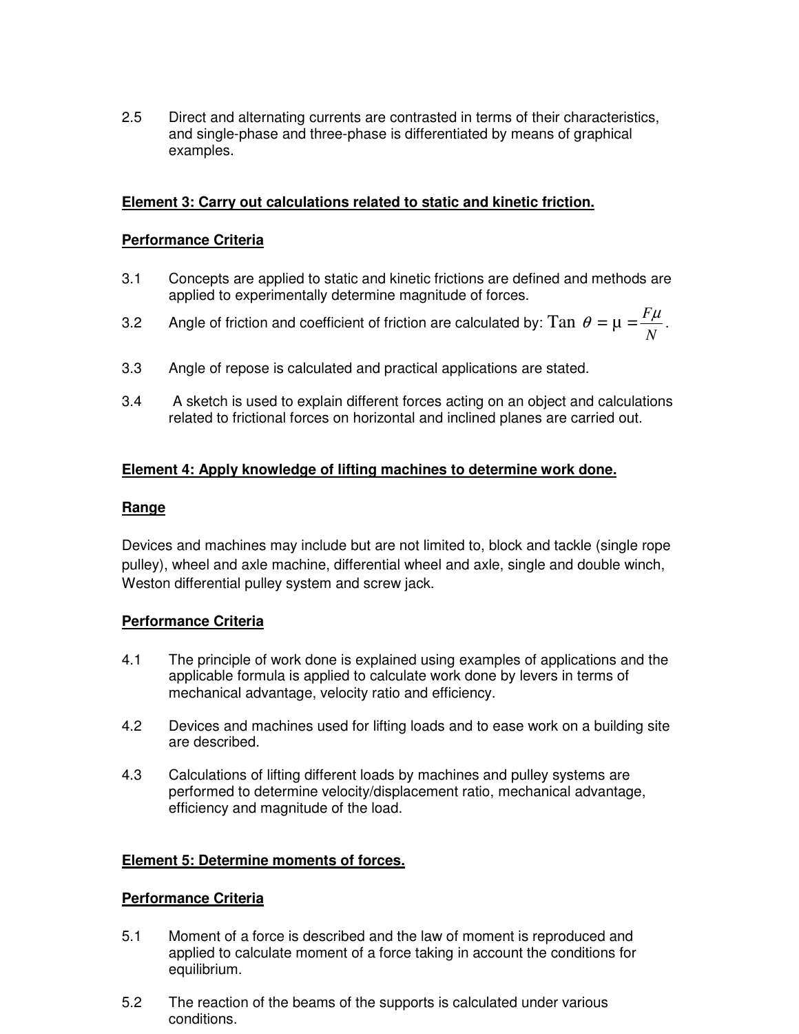2.5 Direct and alternating currents are contrasted in terms of their characteristics, and single-phase and three-phase is differentiated by means of graphical examples.

**Element 3: Carry out calculations related to static and kinetic friction.**

**Performance Criteria**

3.1 Concepts are applied to static and kinetic frictions are defined and methods are applied to experimentally determine magnitude of forces.

3.2 Angle of friction and coefficient of friction are calculated by: $\text{Tan } \theta = \mu = \frac{F\mu}{N}$.

3.3 Angle of repose is calculated and practical applications are stated.

3.4 A sketch is used to explain different forces acting on an object and calculations related to frictional forces on horizontal and inclined planes are carried out.

**Element 4: Apply knowledge of lifting machines to determine work done.**

**Range**

Devices and machines may include but are not limited to, block and tackle (single rope pulley), wheel and axle machine, differential wheel and axle, single and double winch, Weston differential pulley system and screw jack.

**Performance Criteria**

4.1 The principle of work done is explained using examples of applications and the applicable formula is applied to calculate work done by levers in terms of mechanical advantage, velocity ratio and efficiency.

4.2 Devices and machines used for lifting loads and to ease work on a building site are described.

4.3 Calculations of lifting different loads by machines and pulley systems are performed to determine velocity/displacement ratio, mechanical advantage, efficiency and magnitude of the load.

**Element 5: Determine moments of forces.**

**Performance Criteria**

5.1 Moment of a force is described and the law of moment is reproduced and applied to calculate moment of a force taking in account the conditions for equilibrium.

5.2 The reaction of the beams of the supports is calculated under various conditions.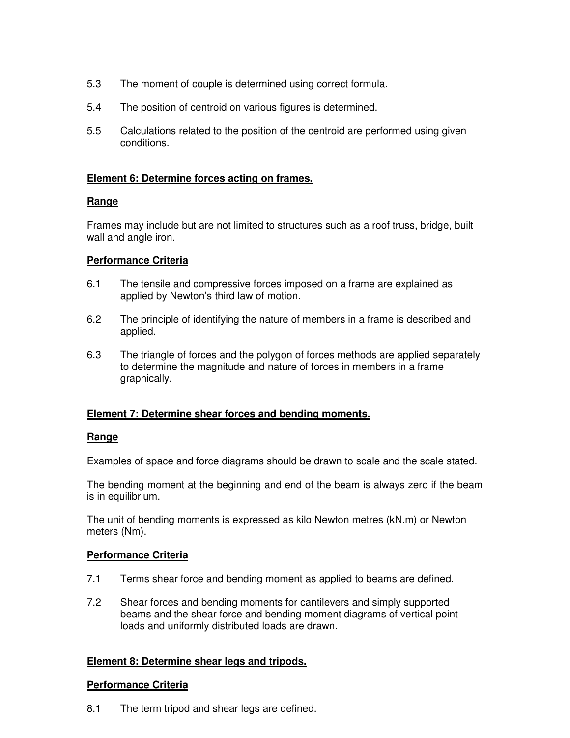5.3 The moment of couple is determined using correct formula.

5.4 The position of centroid on various figures is determined.

5.5 Calculations related to the position of the centroid are performed using given conditions.

**Element 6: Determine forces acting on frames.**

**Range**

Frames may include but are not limited to structures such as a roof truss, bridge, built wall and angle iron.

**Performance Criteria**

6.1 The tensile and compressive forces imposed on a frame are explained as applied by Newton's third law of motion.

6.2 The principle of identifying the nature of members in a frame is described and applied.

6.3 The triangle of forces and the polygon of forces methods are applied separately to determine the magnitude and nature of forces in members in a frame graphically.

**Element 7: Determine shear forces and bending moments.**

**Range**

Examples of space and force diagrams should be drawn to scale and the scale stated.

The bending moment at the beginning and end of the beam is always zero if the beam is in equilibrium.

The unit of bending moments is expressed as kilo Newton metres (kN.m) or Newton meters (Nm).

**Performance Criteria**

7.1 Terms shear force and bending moment as applied to beams are defined.

7.2 Shear forces and bending moments for cantilevers and simply supported beams and the shear force and bending moment diagrams of vertical point loads and uniformly distributed loads are drawn.

**Element 8: Determine shear legs and tripods.**

**Performance Criteria**

8.1 The term tripod and shear legs are defined.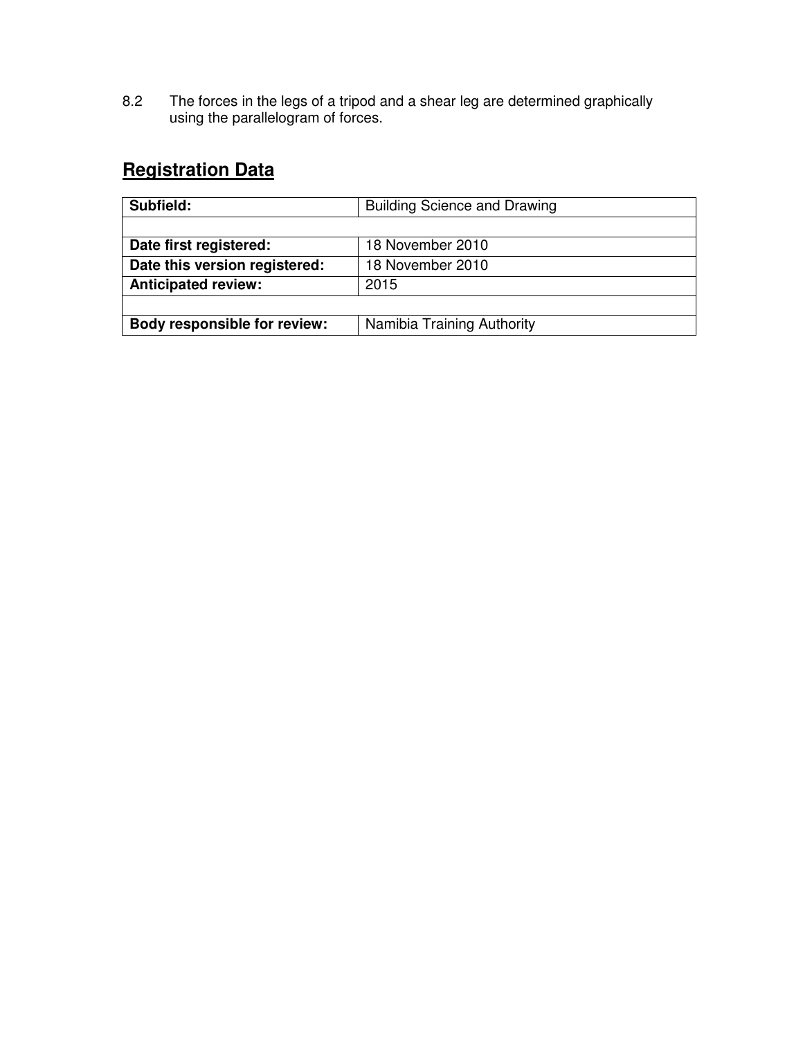8.2 The forces in the legs of a tripod and a shear leg are determined graphically using the parallelogram of forces.

## Registration Data

| | |
|---|---|
| **Subfield:** | Building Science and Drawing |
| | |
| **Date first registered:** | 18 November 2010 |
| **Date this version registered:** | 18 November 2010 |
| **Anticipated review:** | 2015 |
| | |
| **Body responsible for review:** | Namibia Training Authority |